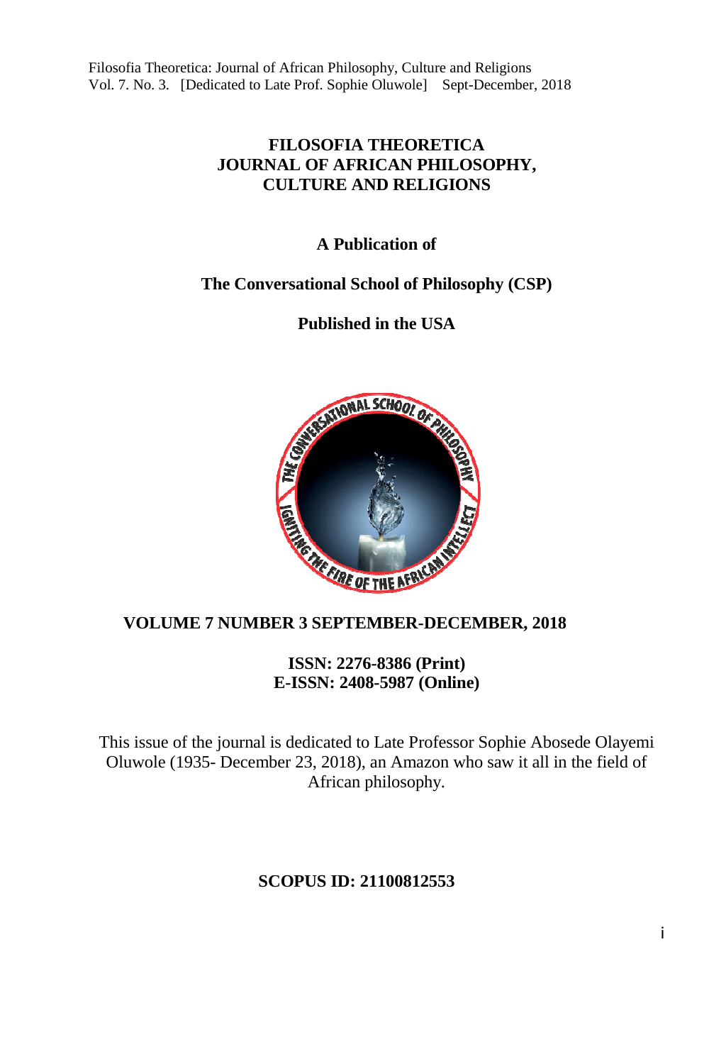# FILOSOFIA THEORETICA JOURNAL OF AFRICAN PHILOSOPHY, CULTURE AND RELIGIONS

**A Publication of**

**The Conversational School of Philosophy (CSP)**

**Published in the USA**

**VOLUME 7 NUMBER 3 SEPTEMBER-DECEMBER, 2018**

**ISSN: 2276-8386 (Print)**
**E-ISSN: 2408-5987 (Online)**

This issue of the journal is dedicated to Late Professor Sophie Abosede Olayemi Oluwole (1935- December 23, 2018), an Amazon who saw it all in the field of African philosophy.

**SCOPUS ID: 21100812553**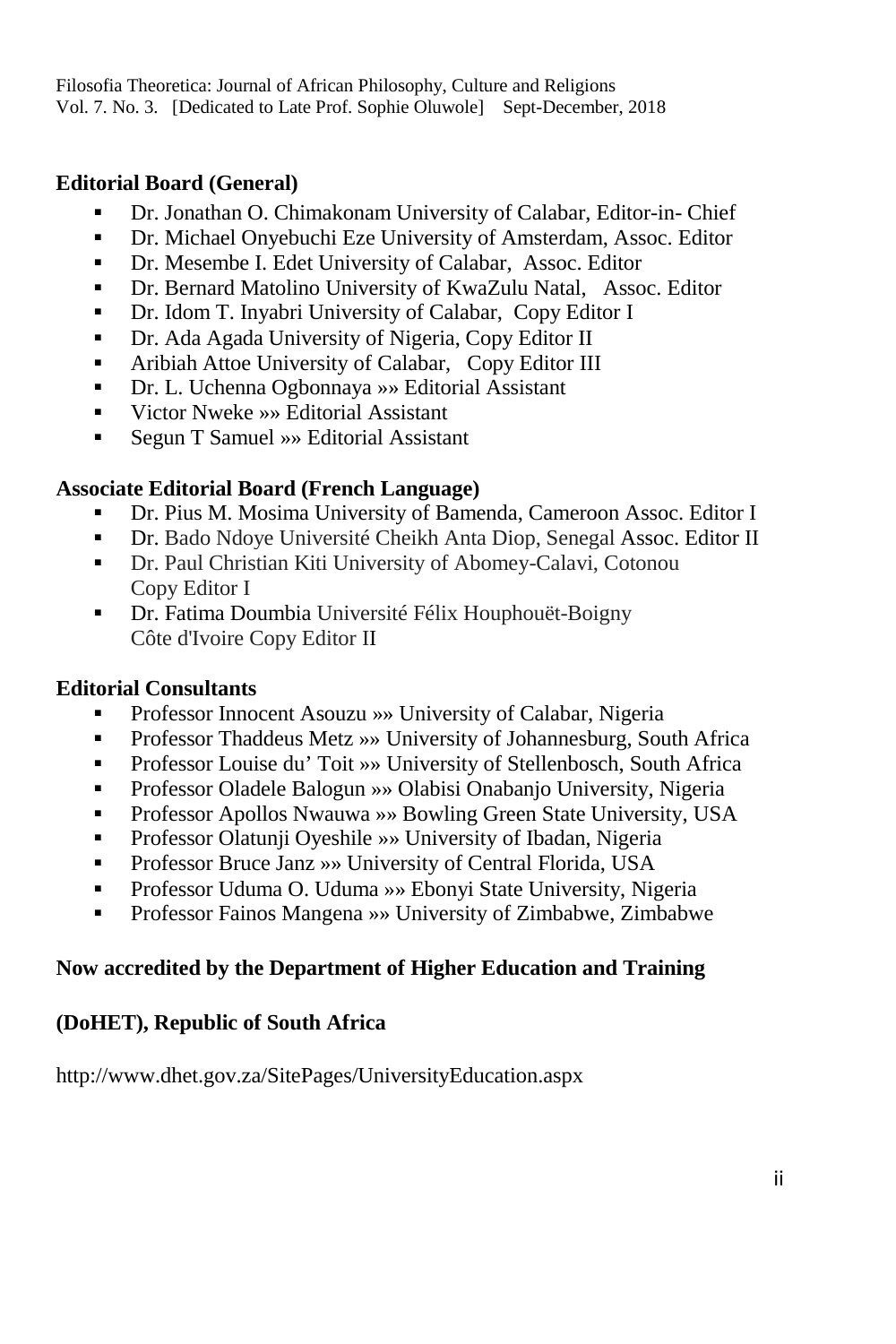**Editorial Board (General)**

- Dr. Jonathan O. Chimakonam University of Calabar, Editor-in- Chief
- Dr. Michael Onyebuchi Eze University of Amsterdam, Assoc. Editor
- Dr. Mesembe I. Edet University of Calabar, Assoc. Editor
- Dr. Bernard Matolino University of KwaZulu Natal, Assoc. Editor
- Dr. Idom T. Inyabri University of Calabar, Copy Editor I
- Dr. Ada Agada University of Nigeria, Copy Editor II
- Aribiah Attoe University of Calabar, Copy Editor III
- Dr. L. Uchenna Ogbonnaya »» Editorial Assistant
- Victor Nweke »» Editorial Assistant
- Segun T Samuel »» Editorial Assistant

**Associate Editorial Board (French Language)**

- Dr. Pius M. Mosima University of Bamenda, Cameroon Assoc. Editor I
- Dr. Bado Ndoye Université Cheikh Anta Diop, Senegal Assoc. Editor II
- Dr. Paul Christian Kiti University of Abomey-Calavi, Cotonou Copy Editor I
- Dr. Fatima Doumbia Université Félix Houphouët-Boigny Côte d'Ivoire Copy Editor II

**Editorial Consultants**

- Professor Innocent Asouzu »» University of Calabar, Nigeria
- Professor Thaddeus Metz »» University of Johannesburg, South Africa
- Professor Louise du' Toit »» University of Stellenbosch, South Africa
- Professor Oladele Balogun »» Olabisi Onabanjo University, Nigeria
- Professor Apollos Nwauwa »» Bowling Green State University, USA
- Professor Olatunji Oyeshile »» University of Ibadan, Nigeria
- Professor Bruce Janz »» University of Central Florida, USA
- Professor Uduma O. Uduma »» Ebonyi State University, Nigeria
- Professor Fainos Mangena »» University of Zimbabwe, Zimbabwe

**Now accredited by the Department of Higher Education and Training**

**(DoHET), Republic of South Africa**

http://www.dhet.gov.za/SitePages/UniversityEducation.aspx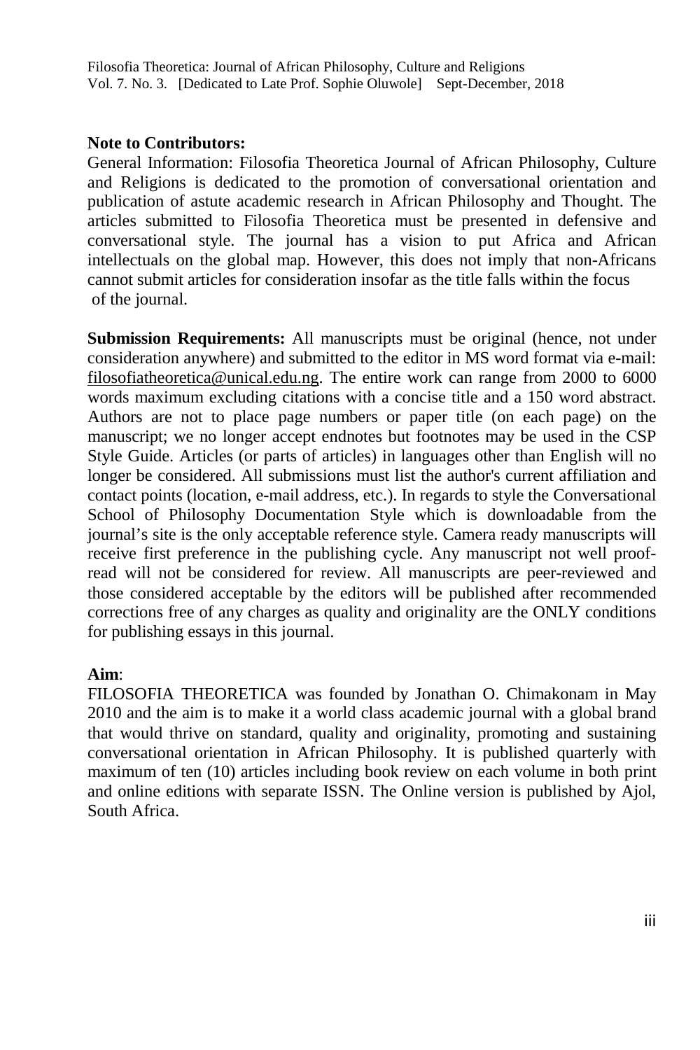**Note to Contributors:**

General Information: Filosofia Theoretica Journal of African Philosophy, Culture and Religions is dedicated to the promotion of conversational orientation and publication of astute academic research in African Philosophy and Thought. The articles submitted to Filosofia Theoretica must be presented in defensive and conversational style. The journal has a vision to put Africa and African intellectuals on the global map. However, this does not imply that non-Africans cannot submit articles for consideration insofar as the title falls within the focus of the journal.

**Submission Requirements:** All manuscripts must be original (hence, not under consideration anywhere) and submitted to the editor in MS word format via e-mail: filosofiatheoretica@unical.edu.ng. The entire work can range from 2000 to 6000 words maximum excluding citations with a concise title and a 150 word abstract. Authors are not to place page numbers or paper title (on each page) on the manuscript; we no longer accept endnotes but footnotes may be used in the CSP Style Guide. Articles (or parts of articles) in languages other than English will no longer be considered. All submissions must list the author's current affiliation and contact points (location, e-mail address, etc.). In regards to style the Conversational School of Philosophy Documentation Style which is downloadable from the journal's site is the only acceptable reference style. Camera ready manuscripts will receive first preference in the publishing cycle. Any manuscript not well proof-read will not be considered for review. All manuscripts are peer-reviewed and those considered acceptable by the editors will be published after recommended corrections free of any charges as quality and originality are the ONLY conditions for publishing essays in this journal.

**Aim**:

FILOSOFIA THEORETICA was founded by Jonathan O. Chimakonam in May 2010 and the aim is to make it a world class academic journal with a global brand that would thrive on standard, quality and originality, promoting and sustaining conversational orientation in African Philosophy. It is published quarterly with maximum of ten (10) articles including book review on each volume in both print and online editions with separate ISSN. The Online version is published by Ajol, South Africa.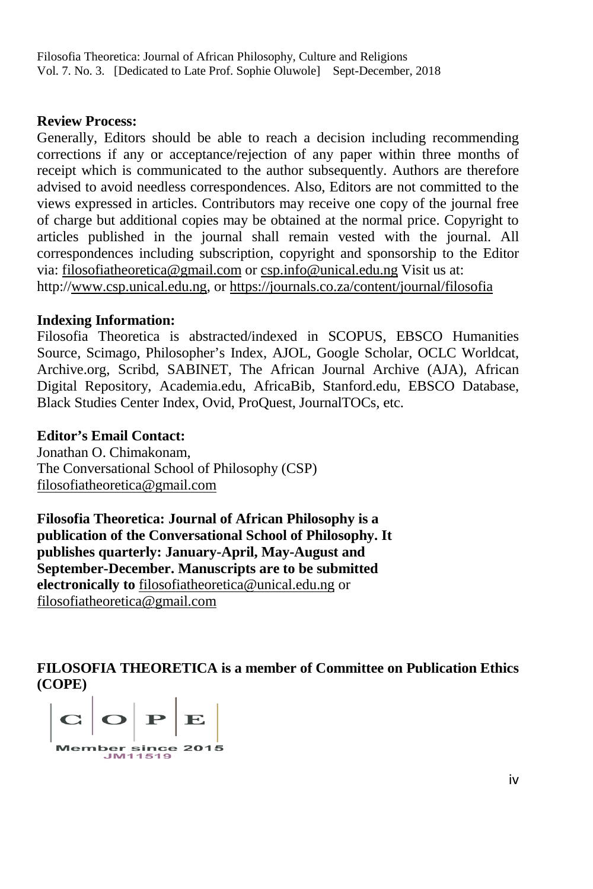**Review Process:**

Generally, Editors should be able to reach a decision including recommending corrections if any or acceptance/rejection of any paper within three months of receipt which is communicated to the author subsequently. Authors are therefore advised to avoid needless correspondences. Also, Editors are not committed to the views expressed in articles. Contributors may receive one copy of the journal free of charge but additional copies may be obtained at the normal price. Copyright to articles published in the journal shall remain vested with the journal. All correspondences including subscription, copyright and sponsorship to the Editor via: filosofiatheoretica@gmail.com or csp.info@unical.edu.ng Visit us at: http://www.csp.unical.edu.ng, or https://journals.co.za/content/journal/filosofia

**Indexing Information:**

Filosofia Theoretica is abstracted/indexed in SCOPUS, EBSCO Humanities Source, Scimago, Philosopher's Index, AJOL, Google Scholar, OCLC Worldcat, Archive.org, Scribd, SABINET, The African Journal Archive (AJA), African Digital Repository, Academia.edu, AfricaBib, Stanford.edu, EBSCO Database, Black Studies Center Index, Ovid, ProQuest, JournalTOCs, etc.

**Editor's Email Contact:**

Jonathan O. Chimakonam,
The Conversational School of Philosophy (CSP)
filosofiatheoretica@gmail.com

**Filosofia Theoretica: Journal of African Philosophy is a publication of the Conversational School of Philosophy. It publishes quarterly: January-April, May-August and September-December. Manuscripts are to be submitted electronically to** filosofiatheoretica@unical.edu.ng or filosofiatheoretica@gmail.com

**FILOSOFIA THEORETICA is a member of Committee on Publication Ethics (COPE)**

C | O | P | E
Member since 2015
JM11519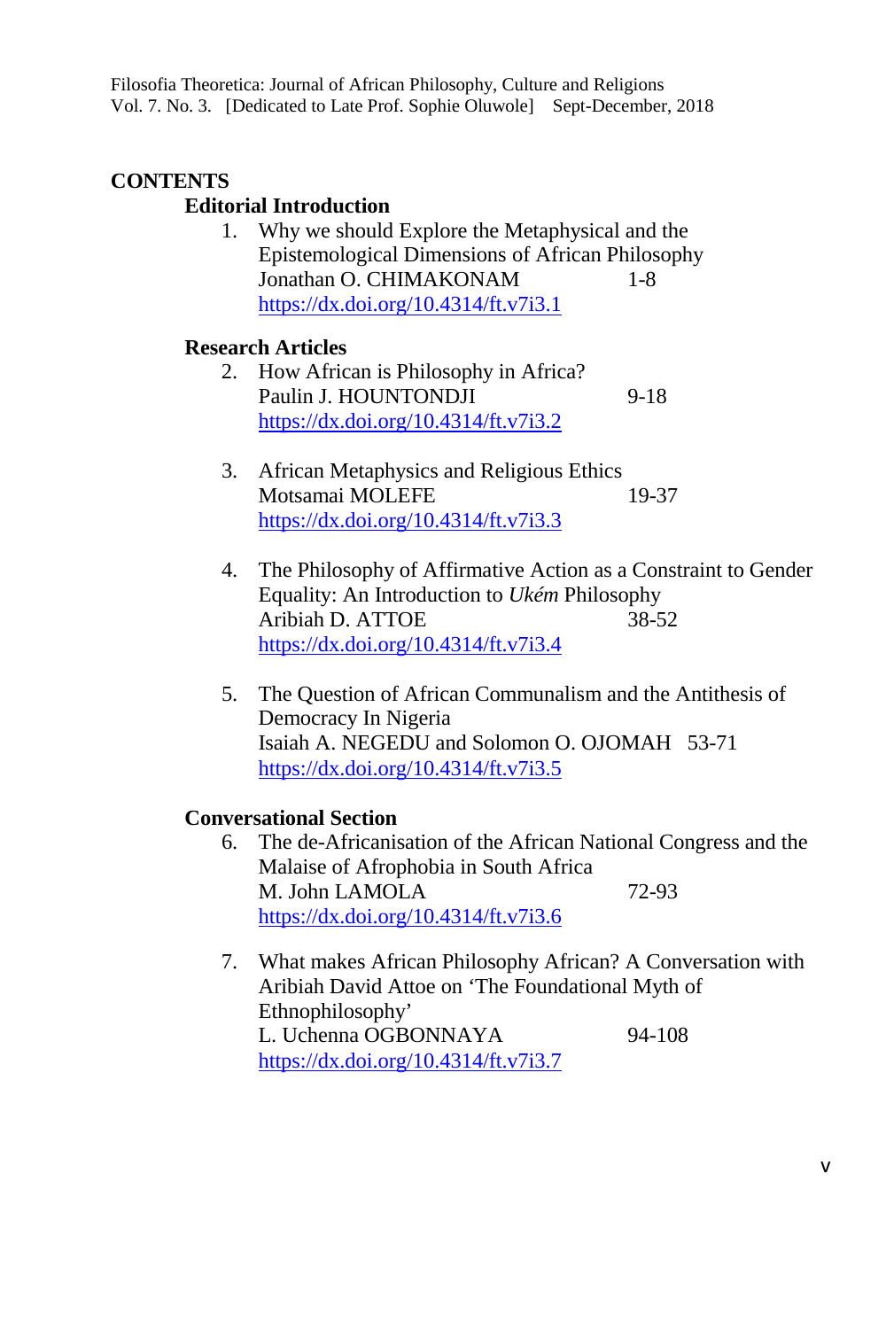## CONTENTS

### Editorial Introduction

1. Why we should Explore the Metaphysical and the Epistemological Dimensions of African Philosophy
   Jonathan O. CHIMAKONAM 1-8
   https://dx.doi.org/10.4314/ft.v7i3.1

### Research Articles

2. How African is Philosophy in Africa?
   Paulin J. HOUNTONDJI 9-18
   https://dx.doi.org/10.4314/ft.v7i3.2

3. African Metaphysics and Religious Ethics
   Motsamai MOLEFE 19-37
   https://dx.doi.org/10.4314/ft.v7i3.3

4. The Philosophy of Affirmative Action as a Constraint to Gender Equality: An Introduction to *Ukém* Philosophy
   Aribiah D. ATTOE 38-52
   https://dx.doi.org/10.4314/ft.v7i3.4

5. The Question of African Communalism and the Antithesis of Democracy In Nigeria
   Isaiah A. NEGEDU and Solomon O. OJOMAH 53-71
   https://dx.doi.org/10.4314/ft.v7i3.5

### Conversational Section

6. The de-Africanisation of the African National Congress and the Malaise of Afrophobia in South Africa
   M. John LAMOLA 72-93
   https://dx.doi.org/10.4314/ft.v7i3.6

7. What makes African Philosophy African? A Conversation with Aribiah David Attoe on 'The Foundational Myth of Ethnophilosophy'
   L. Uchenna OGBONNAYA 94-108
   https://dx.doi.org/10.4314/ft.v7i3.7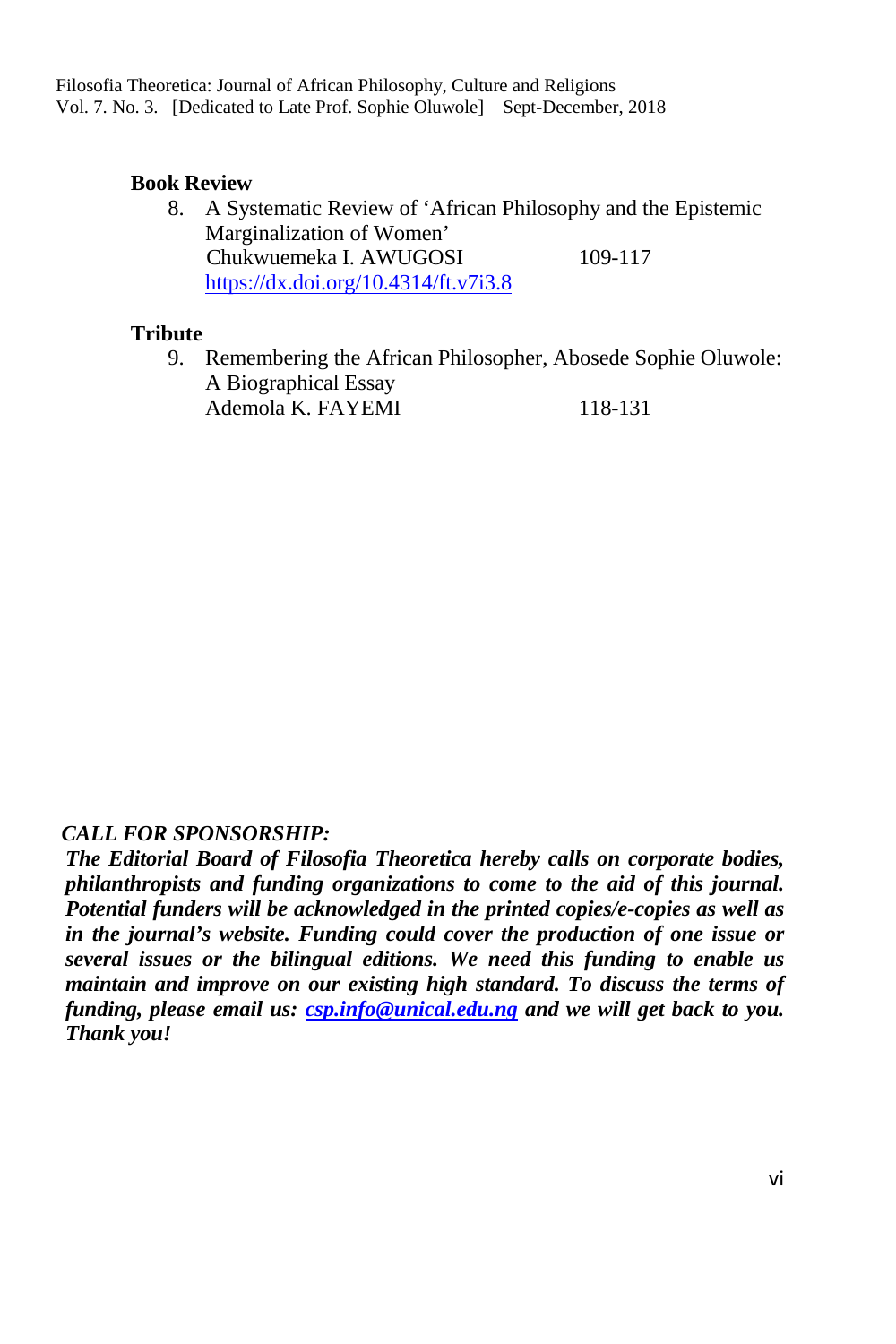**Book Review**

8. A Systematic Review of 'African Philosophy and the Epistemic Marginalization of Women'
   Chukwuemeka I. AWUGOSI 109-117
   https://dx.doi.org/10.4314/ft.v7i3.8

**Tribute**

9. Remembering the African Philosopher, Abosede Sophie Oluwole: A Biographical Essay
   Ademola K. FAYEMI 118-131

***CALL FOR SPONSORSHIP:***

***The Editorial Board of Filosofia Theoretica hereby calls on corporate bodies, philanthropists and funding organizations to come to the aid of this journal. Potential funders will be acknowledged in the printed copies/e-copies as well as in the journal's website. Funding could cover the production of one issue or several issues or the bilingual editions. We need this funding to enable us maintain and improve on our existing high standard. To discuss the terms of funding, please email us: csp.info@unical.edu.ng and we will get back to you. Thank you!***